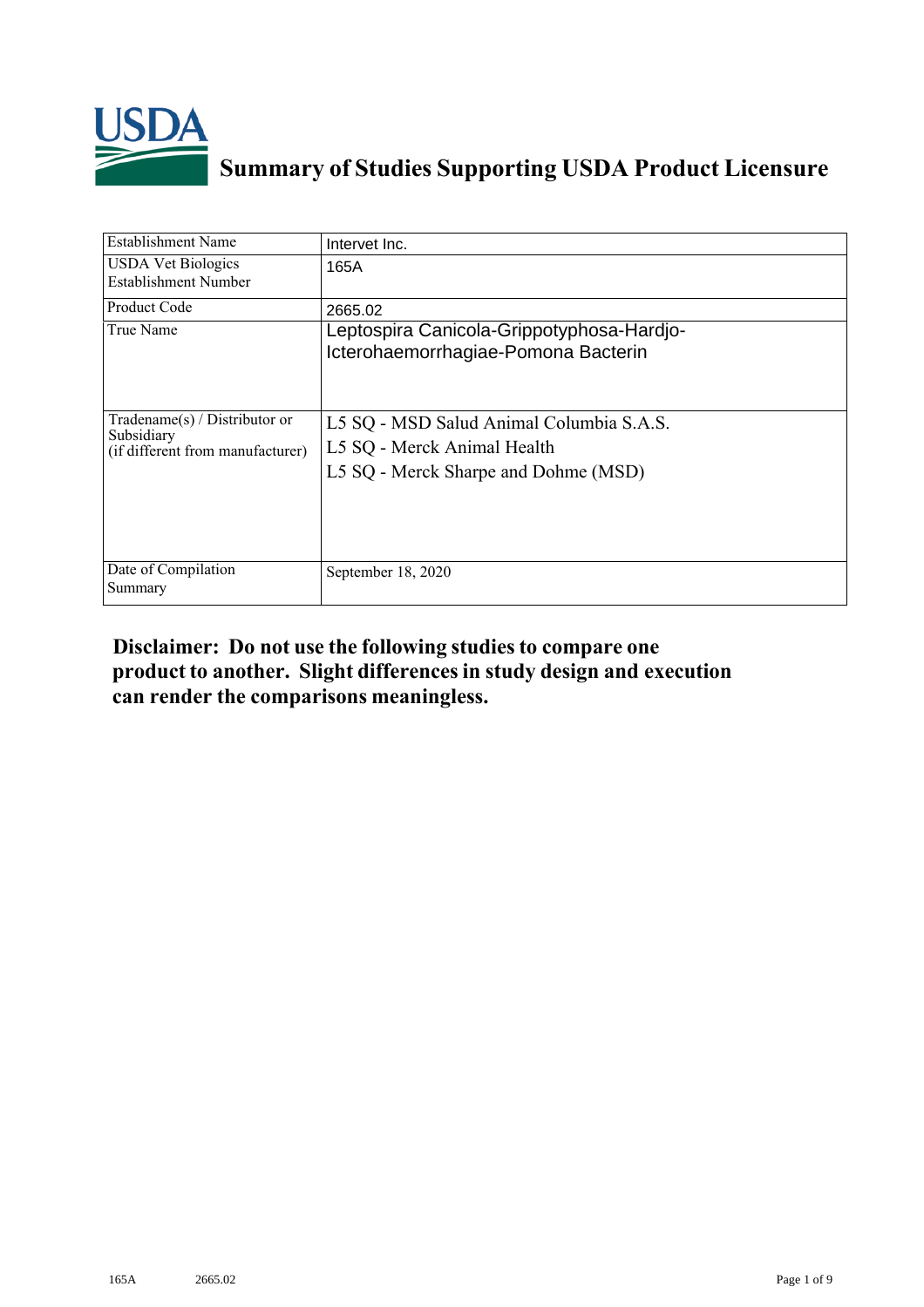# Summary of Studies Supporting USDA Product Licensure

| Establishment Name | Intervet Inc. |
|---|---|
| USDA Vet Biologics Establishment Number | 165A |
| Product Code | 2665.02 |
| True Name | Leptospira Canicola-Grippotyphosa-Hardjo-Icterohaemorrhagiae-Pomona Bacterin |
| Tradename(s) / Distributor or Subsidiary (if different from manufacturer) | L5 SQ - MSD Salud Animal Columbia S.A.S.<br>L5 SQ - Merck Animal Health<br>L5 SQ - Merck Sharpe and Dohme (MSD) |
| Date of Compilation Summary | September 18, 2020 |

**Disclaimer: Do not use the following studies to compare one product to another. Slight differences in study design and execution can render the comparisons meaningless.**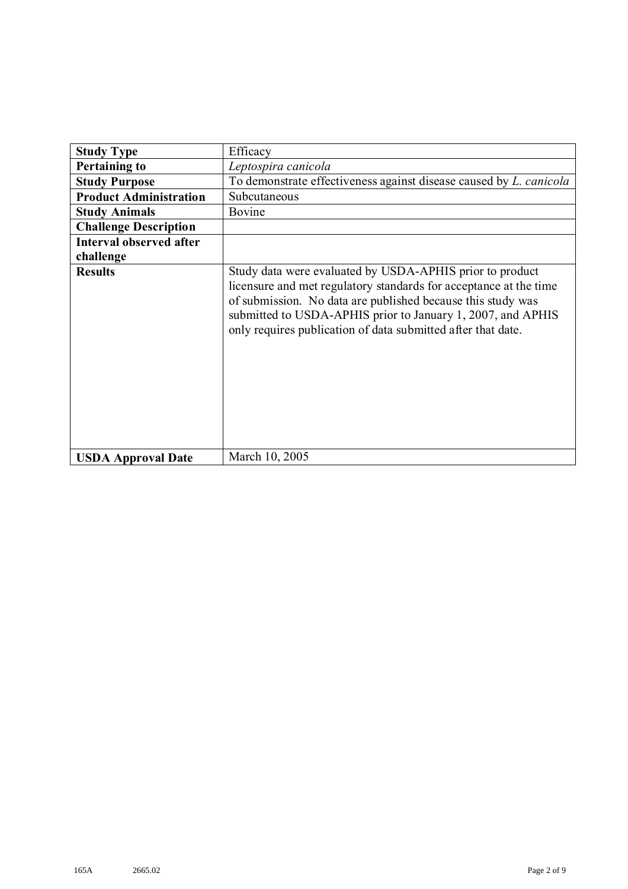| **Study Type** | Efficacy |
| --- | --- |
| **Pertaining to** | *Leptospira canicola* |
| **Study Purpose** | To demonstrate effectiveness against disease caused by *L. canicola* |
| **Product Administration** | Subcutaneous |
| **Study Animals** | Bovine |
| **Challenge Description** | |
| **Interval observed after challenge** | |
| **Results** | Study data were evaluated by USDA-APHIS prior to product licensure and met regulatory standards for acceptance at the time of submission. No data are published because this study was submitted to USDA-APHIS prior to January 1, 2007, and APHIS only requires publication of data submitted after that date. |
| **USDA Approval Date** | March 10, 2005 |

165A 2665.02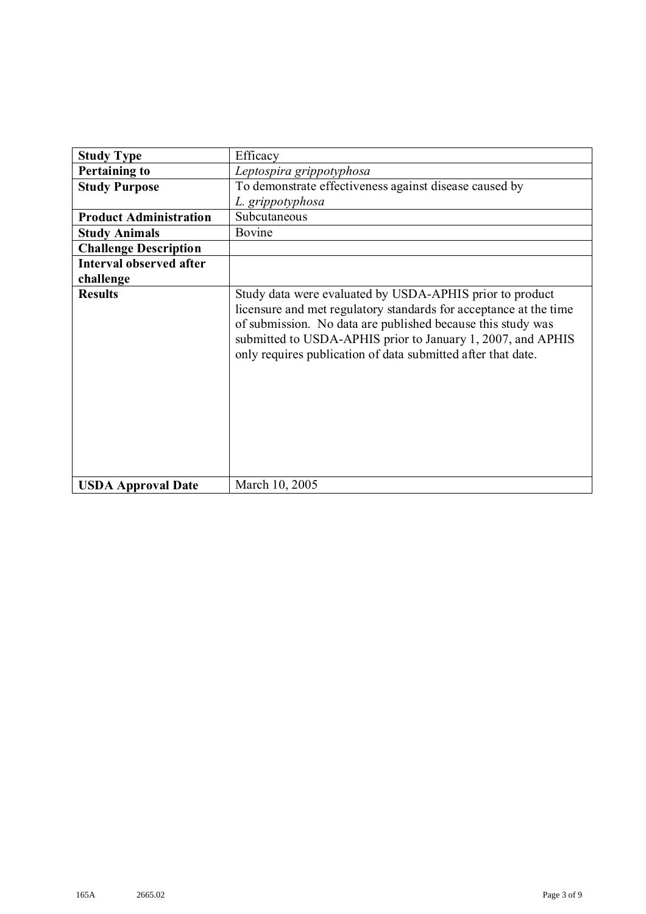| | |
|---|---|
| **Study Type** | Efficacy |
| **Pertaining to** | *Leptospira grippotyphosa* |
| **Study Purpose** | To demonstrate effectiveness against disease caused by *L. grippotyphosa* |
| **Product Administration** | Subcutaneous |
| **Study Animals** | Bovine |
| **Challenge Description** | |
| **Interval observed after challenge** | |
| **Results** | Study data were evaluated by USDA-APHIS prior to product licensure and met regulatory standards for acceptance at the time of submission. No data are published because this study was submitted to USDA-APHIS prior to January 1, 2007, and APHIS only requires publication of data submitted after that date. |
| **USDA Approval Date** | March 10, 2005 |

165A 2665.02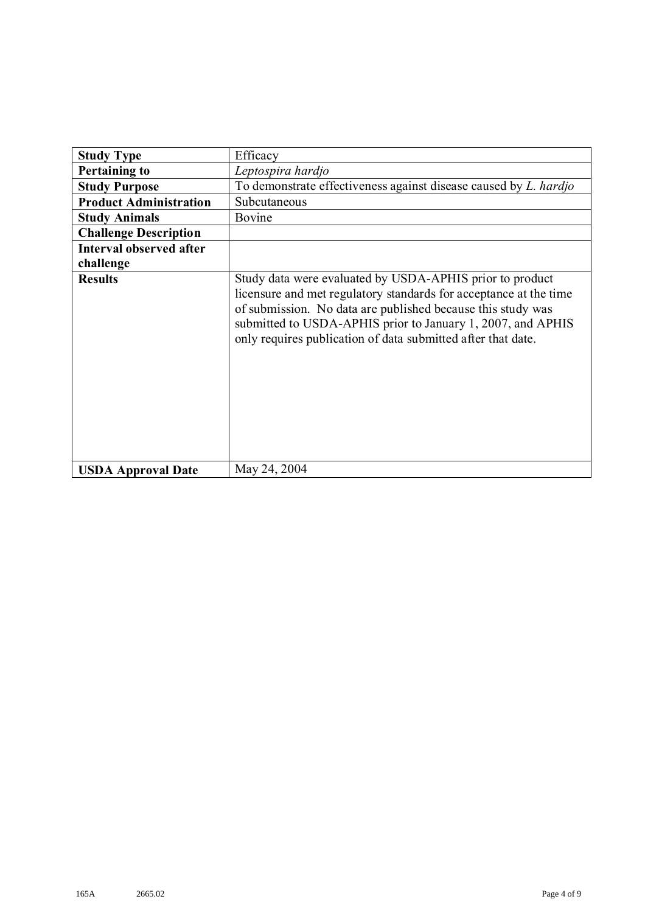| **Study Type** | Efficacy |
| --- | --- |
| **Pertaining to** | *Leptospira hardjo* |
| **Study Purpose** | To demonstrate effectiveness against disease caused by *L. hardjo* |
| **Product Administration** | Subcutaneous |
| **Study Animals** | Bovine |
| **Challenge Description** | |
| **Interval observed after challenge** | |
| **Results** | Study data were evaluated by USDA-APHIS prior to product licensure and met regulatory standards for acceptance at the time of submission. No data are published because this study was submitted to USDA-APHIS prior to January 1, 2007, and APHIS only requires publication of data submitted after that date. |
| **USDA Approval Date** | May 24, 2004 |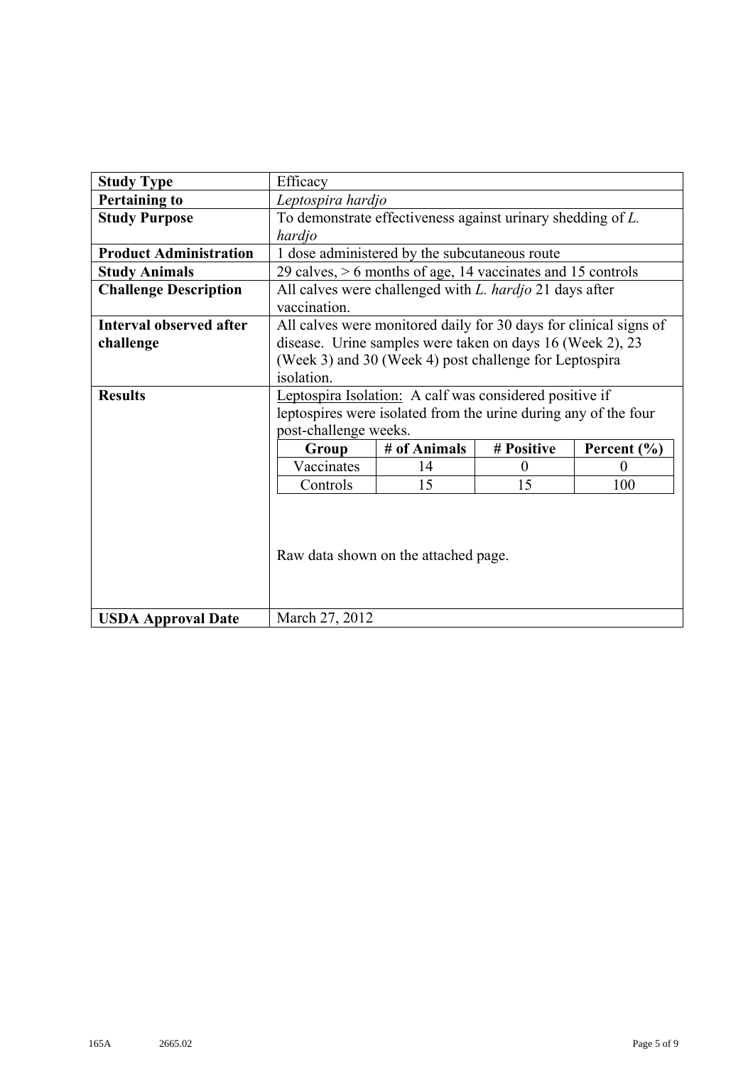| **Study Type** | Efficacy |
|---|---|
| **Pertaining to** | *Leptospira hardjo* |
| **Study Purpose** | To demonstrate effectiveness against urinary shedding of *L. hardjo* |
| **Product Administration** | 1 dose administered by the subcutaneous route |
| **Study Animals** | 29 calves, > 6 months of age, 14 vaccinates and 15 controls |
| **Challenge Description** | All calves were challenged with *L. hardjo* 21 days after vaccination. |
| **Interval observed after challenge** | All calves were monitored daily for 30 days for clinical signs of disease. Urine samples were taken on days 16 (Week 2), 23 (Week 3) and 30 (Week 4) post challenge for Leptospira isolation. |
| **Results** | Leptospira Isolation: A calf was considered positive if leptospires were isolated from the urine during any of the four post-challenge weeks.<br><br>**Group** / **# of Animals** / **# Positive** / **Percent (%)**<br>Vaccinates / 14 / 0 / 0<br>Controls / 15 / 15 / 100<br><br>Raw data shown on the attached page. |
| **USDA Approval Date** | March 27, 2012 |

| Group | # of Animals | # Positive | Percent (%) |
|---|---|---|---|
| Vaccinates | 14 | 0 | 0 |
| Controls | 15 | 15 | 100 |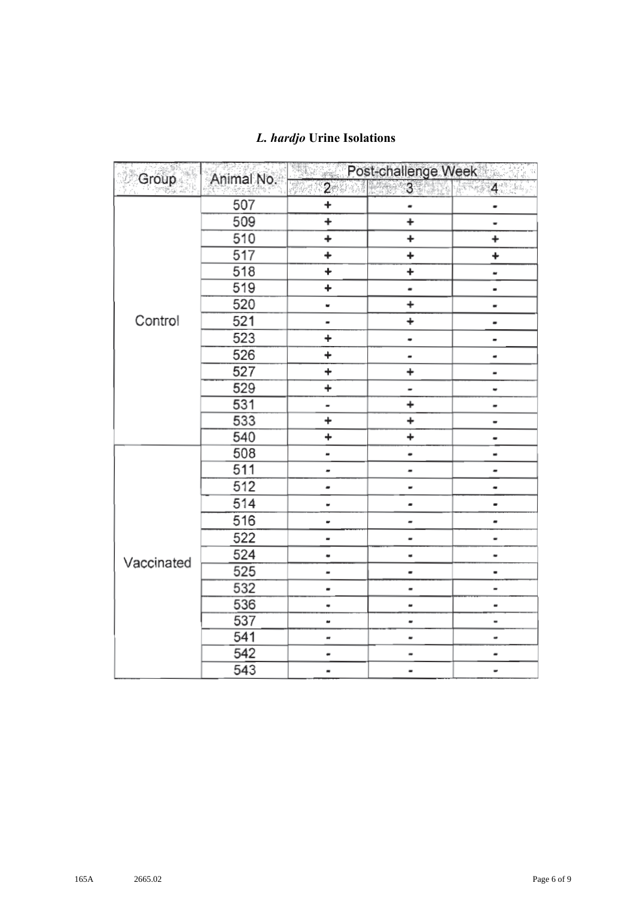## *L. hardjo* Urine Isolations

| Group | Animal No. | Post-challenge Week | | |
|---|---|---|---|---|
| | | 2 | 3 | 4 |
| Control | 507 | + | - | - |
| | 509 | + | + | - |
| | 510 | + | + | + |
| | 517 | + | + | + |
| | 518 | + | + | - |
| | 519 | + | - | - |
| | 520 | - | + | - |
| | 521 | - | + | - |
| | 523 | + | - | - |
| | 526 | + | - | - |
| | 527 | + | + | - |
| | 529 | + | - | - |
| | 531 | - | + | - |
| | 533 | + | + | - |
| | 540 | + | + | - |
| Vaccinated | 508 | - | - | - |
| | 511 | - | - | - |
| | 512 | - | - | - |
| | 514 | - | - | - |
| | 516 | - | - | - |
| | 522 | - | - | - |
| | 524 | - | - | - |
| | 525 | - | - | - |
| | 532 | - | - | - |
| | 536 | - | - | - |
| | 537 | - | - | - |
| | 541 | - | - | - |
| | 542 | - | - | - |
| | 543 | - | - | - |

165A 2665.02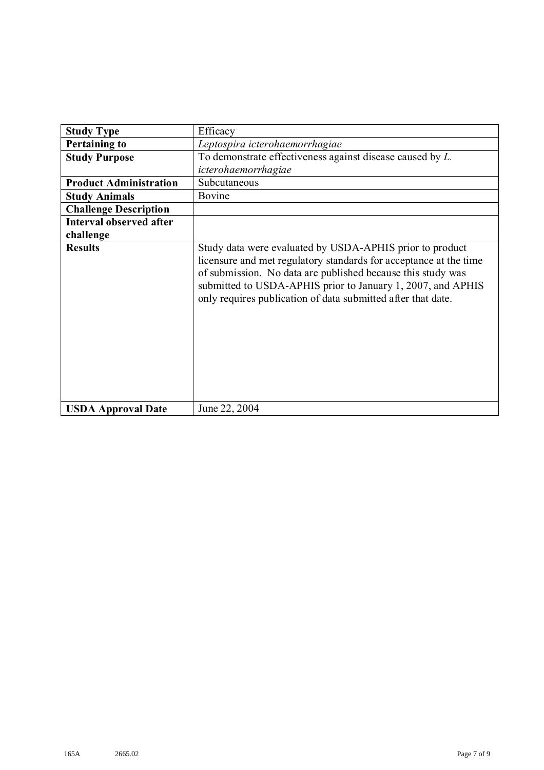| **Study Type** | Efficacy |
|---|---|
| **Pertaining to** | *Leptospira icterohaemorrhagiae* |
| **Study Purpose** | To demonstrate effectiveness against disease caused by *L. icterohaemorrhagiae* |
| **Product Administration** | Subcutaneous |
| **Study Animals** | Bovine |
| **Challenge Description** | |
| **Interval observed after challenge** | |
| **Results** | Study data were evaluated by USDA-APHIS prior to product licensure and met regulatory standards for acceptance at the time of submission. No data are published because this study was submitted to USDA-APHIS prior to January 1, 2007, and APHIS only requires publication of data submitted after that date. |
| **USDA Approval Date** | June 22, 2004 |

165A 2665.02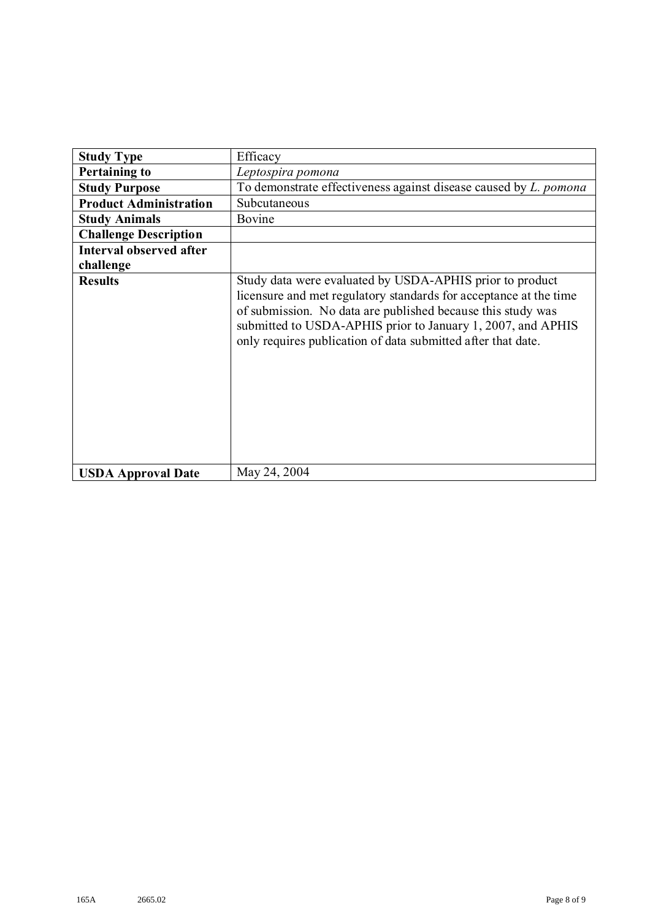| **Study Type** | Efficacy |
|---|---|
| **Pertaining to** | *Leptospira pomona* |
| **Study Purpose** | To demonstrate effectiveness against disease caused by *L. pomona* |
| **Product Administration** | Subcutaneous |
| **Study Animals** | Bovine |
| **Challenge Description** | |
| **Interval observed after challenge** | |
| **Results** | Study data were evaluated by USDA-APHIS prior to product licensure and met regulatory standards for acceptance at the time of submission. No data are published because this study was submitted to USDA-APHIS prior to January 1, 2007, and APHIS only requires publication of data submitted after that date. |
| **USDA Approval Date** | May 24, 2004 |

165A 2665.02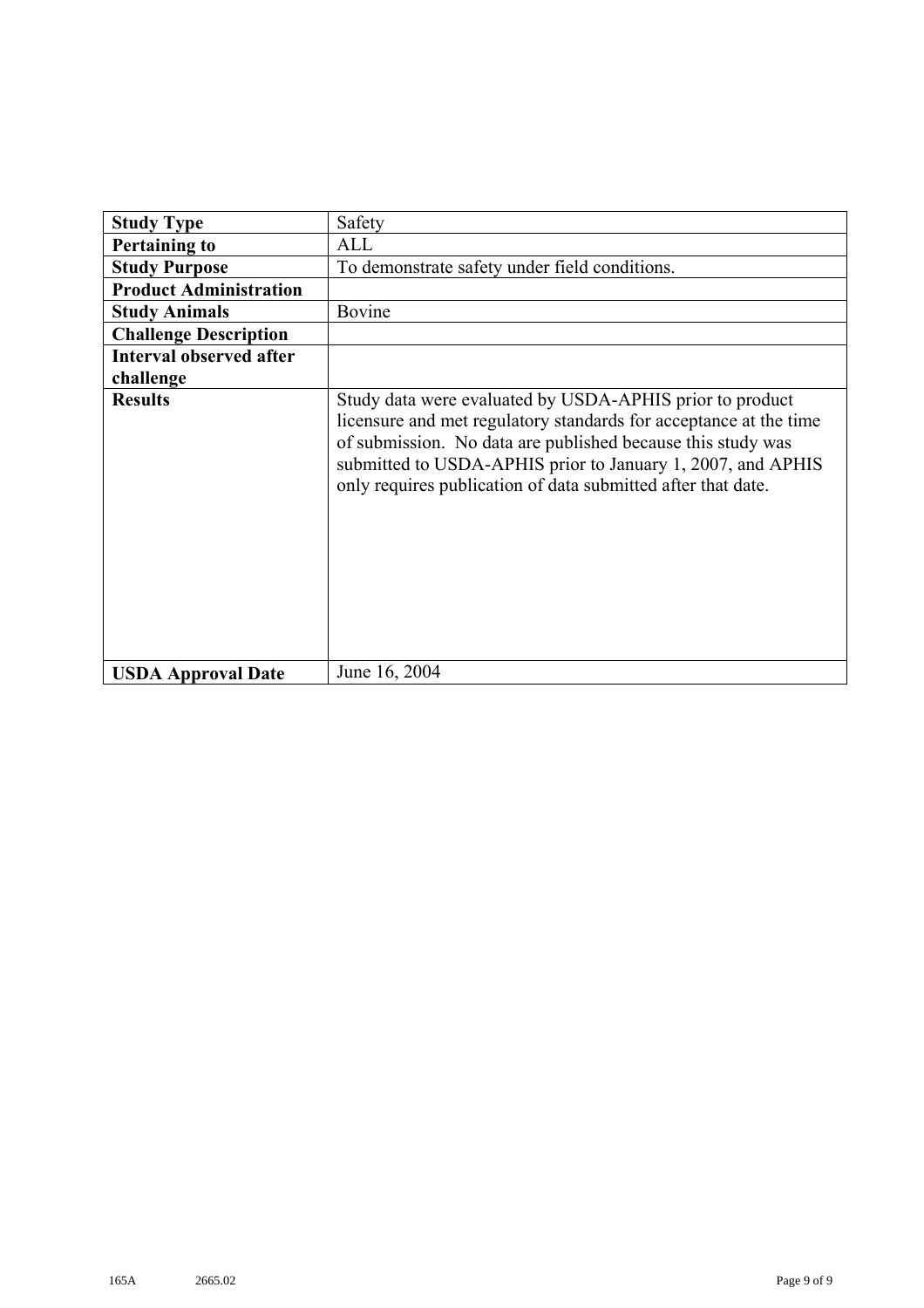| | |
|---|---|
| **Study Type** | Safety |
| **Pertaining to** | ALL |
| **Study Purpose** | To demonstrate safety under field conditions. |
| **Product Administration** | |
| **Study Animals** | Bovine |
| **Challenge Description** | |
| **Interval observed after challenge** | |
| **Results** | Study data were evaluated by USDA-APHIS prior to product licensure and met regulatory standards for acceptance at the time of submission. No data are published because this study was submitted to USDA-APHIS prior to January 1, 2007, and APHIS only requires publication of data submitted after that date. |
| **USDA Approval Date** | June 16, 2004 |